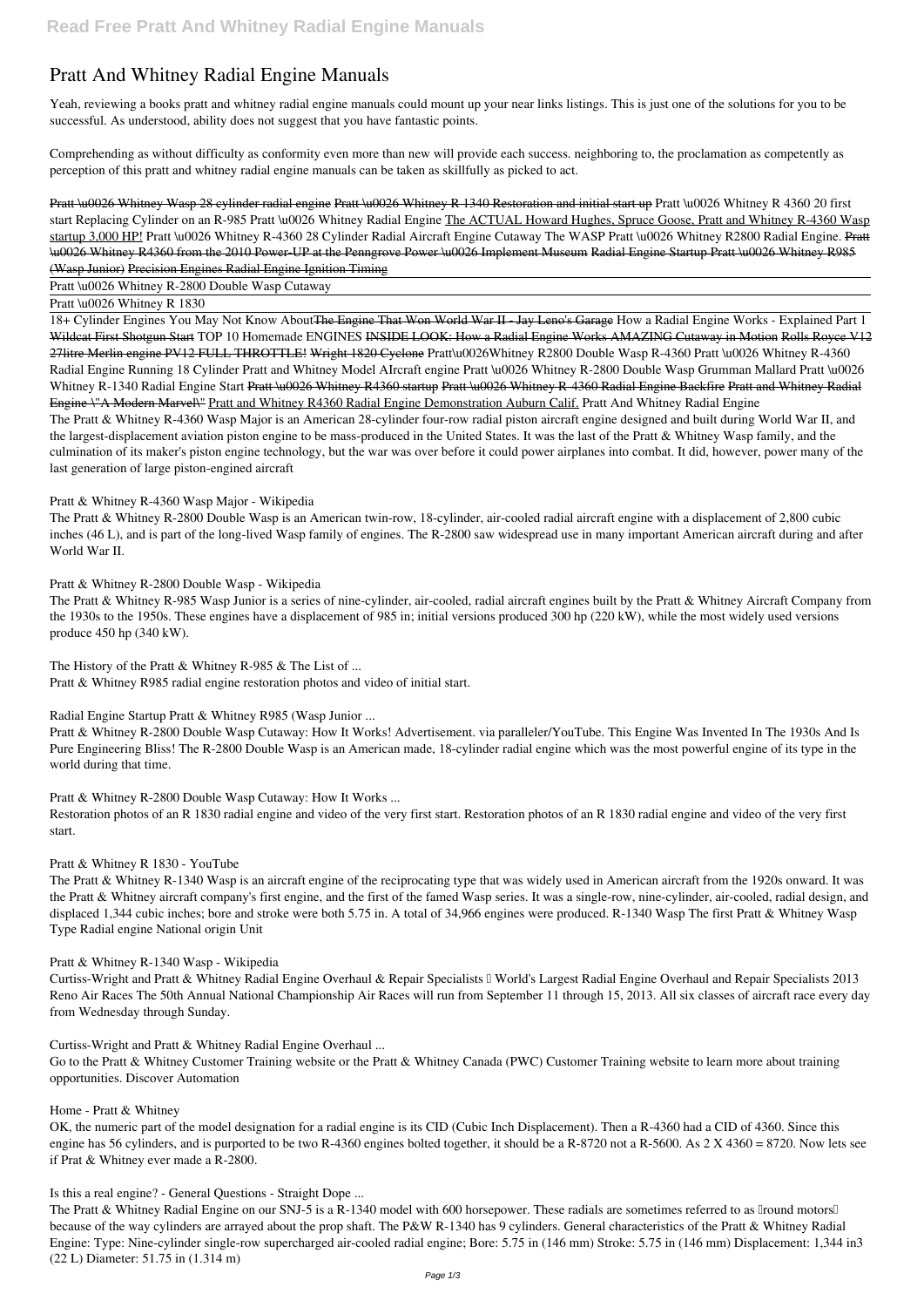# Pratt And Whitney Radial Engine Manuals

Yeah, reviewing a books pratt and whitney radial engine manuals could mount up your near links listings. This is just one of the solutions for you to be successful. As understood, ability does not suggest that you have fantastic points.

Comprehending as without difficulty as conformity even more than new will provide each success. neighboring to, the proclamation as competently as perception of this pratt and whitney radial engine manuals can be taken as skillfully as picked to act.

~~Pratt \u0026 Whitney Wasp 28 cylinder radial engine~~ ~~Pratt \u0026 Whitney R 1340 Restoration and initial start up~~ Pratt \u0026 Whitney R 4360 20 first start Replacing Cylinder on an R-985 Pratt \u0026 Whitney Radial Engine The ACTUAL Howard Hughes, Spruce Goose, Pratt and Whitney R-4360 Wasp startup 3,000 HP! Pratt \u0026 Whitney R-4360 28 Cylinder Radial Aircraft Engine Cutaway The WASP Pratt \u0026 Whitney R2800 Radial Engine. ~~Pratt \u0026 Whitney R4360 from the 2010 Power-UP at the Penngrove Power \u0026 Implement Museum~~ ~~Radial Engine Startup Pratt \u0026 Whitney R985 (Wasp Junior)~~ ~~Precision Engines Radial Engine Ignition Timing~~

Pratt \u0026 Whitney R-2800 Double Wasp Cutaway

Pratt \u0026 Whitney R 1830

18+ Cylinder Engines You May Not Know About~~The Engine That Won World War II - Jay Leno's Garage~~ How a Radial Engine Works - Explained Part 1 ~~Wildcat First Shotgun Start~~ TOP 10 Homemade ENGINES ~~INSIDE LOOK: How a Radial Engine Works AMAZING Cutaway in Motion~~ ~~Rolls Royce V12 27litre Merlin engine PV12 FULL THROTTLE!~~ ~~Wright 1820 Cyclone~~ Pratt\u0026Whitney R2800 Double Wasp R-4360 Pratt \u0026 Whitney R-4360 Radial Engine Running 18 Cylinder Pratt and Whitney Model AIrcraft engine Pratt \u0026 Whitney R-2800 Double Wasp Grumman Mallard Pratt \u0026 Whitney R-1340 Radial Engine Start ~~Pratt \u0026 Whitney R4360 startup~~ ~~Pratt \u0026 Whitney R-4360 Radial Engine Backfire~~ ~~Pratt and Whitney Radial Engine \"A Modern Marvel\"~~ Pratt and Whitney R4360 Radial Engine Demonstration Auburn Calif. Pratt And Whitney Radial Engine

The Pratt & Whitney R-4360 Wasp Major is an American 28-cylinder four-row radial piston aircraft engine designed and built during World War II, and the largest-displacement aviation piston engine to be mass-produced in the United States. It was the last of the Pratt & Whitney Wasp family, and the culmination of its maker's piston engine technology, but the war was over before it could power airplanes into combat. It did, however, power many of the last generation of large piston-engined aircraft

Pratt & Whitney R-4360 Wasp Major - Wikipedia

The Pratt & Whitney R-2800 Double Wasp is an American twin-row, 18-cylinder, air-cooled radial aircraft engine with a displacement of 2,800 cubic inches (46 L), and is part of the long-lived Wasp family of engines. The R-2800 saw widespread use in many important American aircraft during and after World War II.

Pratt & Whitney R-2800 Double Wasp - Wikipedia

The Pratt & Whitney R-985 Wasp Junior is a series of nine-cylinder, air-cooled, radial aircraft engines built by the Pratt & Whitney Aircraft Company from the 1930s to the 1950s. These engines have a displacement of 985 in; initial versions produced 300 hp (220 kW), while the most widely used versions produce 450 hp (340 kW).

The History of the Pratt & Whitney R-985 & The List of ...

Pratt & Whitney R985 radial engine restoration photos and video of initial start.

Radial Engine Startup Pratt & Whitney R985 (Wasp Junior ...

Pratt & Whitney R-2800 Double Wasp Cutaway: How It Works! Advertisement. via paralleler/YouTube. This Engine Was Invented In The 1930s And Is Pure Engineering Bliss! The R-2800 Double Wasp is an American made, 18-cylinder radial engine which was the most powerful engine of its type in the world during that time.

Pratt & Whitney R-2800 Double Wasp Cutaway: How It Works ...

Restoration photos of an R 1830 radial engine and video of the very first start. Restoration photos of an R 1830 radial engine and video of the very first start.

Pratt & Whitney R 1830 - YouTube

The Pratt & Whitney R-1340 Wasp is an aircraft engine of the reciprocating type that was widely used in American aircraft from the 1920s onward. It was the Pratt & Whitney aircraft company's first engine, and the first of the famed Wasp series. It was a single-row, nine-cylinder, air-cooled, radial design, and displaced 1,344 cubic inches; bore and stroke were both 5.75 in. A total of 34,966 engines were produced. R-1340 Wasp The first Pratt & Whitney Wasp Type Radial engine National origin Unit

Pratt & Whitney R-1340 Wasp - Wikipedia

Curtiss-Wright and Pratt & Whitney Radial Engine Overhaul & Repair Specialists – World's Largest Radial Engine Overhaul and Repair Specialists 2013 Reno Air Races The 50th Annual National Championship Air Races will run from September 11 through 15, 2013. All six classes of aircraft race every day from Wednesday through Sunday.

Curtiss-Wright and Pratt & Whitney Radial Engine Overhaul ...

Go to the Pratt & Whitney Customer Training website or the Pratt & Whitney Canada (PWC) Customer Training website to learn more about training opportunities. Discover Automation

Home - Pratt & Whitney

OK, the numeric part of the model designation for a radial engine is its CID (Cubic Inch Displacement). Then a R-4360 had a CID of 4360. Since this engine has 56 cylinders, and is purported to be two R-4360 engines bolted together, it should be a R-8720 not a R-5600. As 2 X 4360 = 8720. Now lets see if Prat & Whitney ever made a R-2800.

Is this a real engine? - General Questions - Straight Dope ...

The Pratt & Whitney Radial Engine on our SNJ-5 is a R-1340 model with 600 horsepower. These radials are sometimes referred to as "round motors" because of the way cylinders are arrayed about the prop shaft. The P&W R-1340 has 9 cylinders. General characteristics of the Pratt & Whitney Radial Engine: Type: Nine-cylinder single-row supercharged air-cooled radial engine; Bore: 5.75 in (146 mm) Stroke: 5.75 in (146 mm) Displacement: 1,344 in3 (22 L) Diameter: 51.75 in (1.314 m)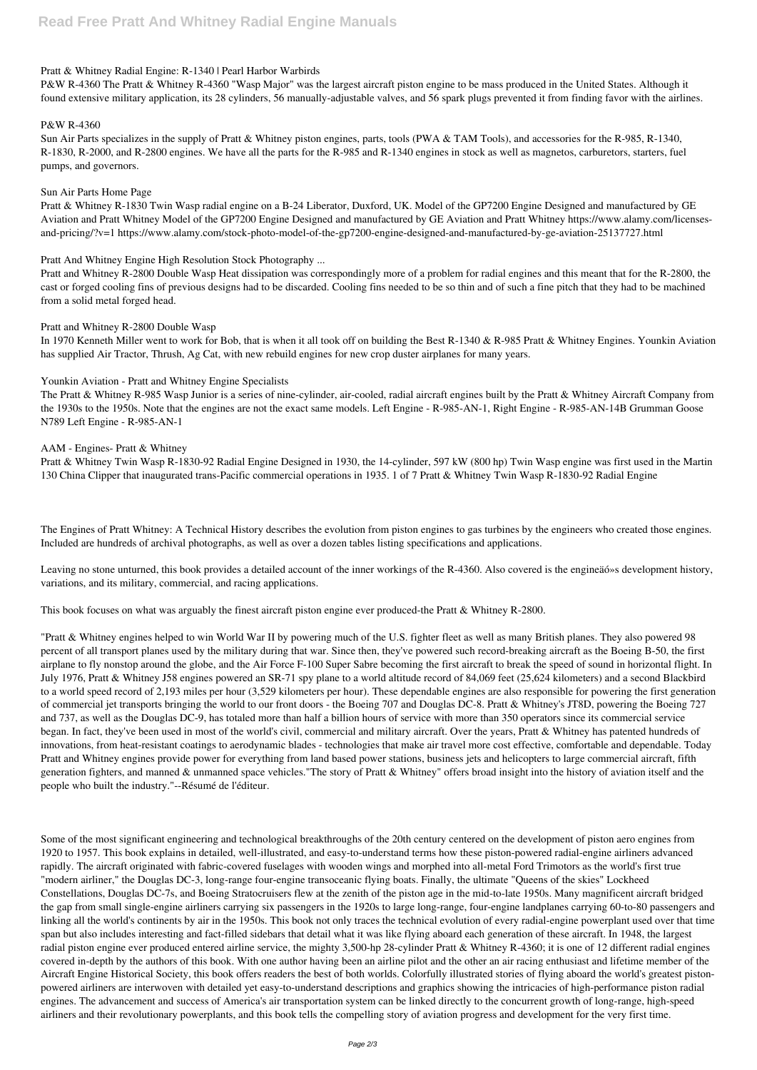Pratt & Whitney Radial Engine: R-1340 | Pearl Harbor Warbirds

P&W R-4360 The Pratt & Whitney R-4360 "Wasp Major" was the largest aircraft piston engine to be mass produced in the United States. Although it found extensive military application, its 28 cylinders, 56 manually-adjustable valves, and 56 spark plugs prevented it from finding favor with the airlines.

P&W R-4360

Sun Air Parts specializes in the supply of Pratt & Whitney piston engines, parts, tools (PWA & TAM Tools), and accessories for the R-985, R-1340, R-1830, R-2000, and R-2800 engines. We have all the parts for the R-985 and R-1340 engines in stock as well as magnetos, carburetors, starters, fuel pumps, and governors.

Sun Air Parts Home Page

Pratt & Whitney R-1830 Twin Wasp radial engine on a B-24 Liberator, Duxford, UK. Model of the GP7200 Engine Designed and manufactured by GE Aviation and Pratt Whitney Model of the GP7200 Engine Designed and manufactured by GE Aviation and Pratt Whitney https://www.alamy.com/licenses-and-pricing/?v=1 https://www.alamy.com/stock-photo-model-of-the-gp7200-engine-designed-and-manufactured-by-ge-aviation-25137727.html

Pratt And Whitney Engine High Resolution Stock Photography ...

Pratt and Whitney R-2800 Double Wasp Heat dissipation was correspondingly more of a problem for radial engines and this meant that for the R-2800, the cast or forged cooling fins of previous designs had to be discarded. Cooling fins needed to be so thin and of such a fine pitch that they had to be machined from a solid metal forged head.

Pratt and Whitney R-2800 Double Wasp

In 1970 Kenneth Miller went to work for Bob, that is when it all took off on building the Best R-1340 & R-985 Pratt & Whitney Engines. Younkin Aviation has supplied Air Tractor, Thrush, Ag Cat, with new rebuild engines for new crop duster airplanes for many years.

Younkin Aviation - Pratt and Whitney Engine Specialists

The Pratt & Whitney R-985 Wasp Junior is a series of nine-cylinder, air-cooled, radial aircraft engines built by the Pratt & Whitney Aircraft Company from the 1930s to the 1950s. Note that the engines are not the exact same models. Left Engine - R-985-AN-1, Right Engine - R-985-AN-14B Grumman Goose N789 Left Engine - R-985-AN-1

AAM - Engines- Pratt & Whitney

Pratt & Whitney Twin Wasp R-1830-92 Radial Engine Designed in 1930, the 14-cylinder, 597 kW (800 hp) Twin Wasp engine was first used in the Martin 130 China Clipper that inaugurated trans-Pacific commercial operations in 1935. 1 of 7 Pratt & Whitney Twin Wasp R-1830-92 Radial Engine

The Engines of Pratt Whitney: A Technical History describes the evolution from piston engines to gas turbines by the engineers who created those engines. Included are hundreds of archival photographs, as well as over a dozen tables listing specifications and applications.

Leaving no stone unturned, this book provides a detailed account of the inner workings of the R-4360. Also covered is the engineäó»s development history, variations, and its military, commercial, and racing applications.

This book focuses on what was arguably the finest aircraft piston engine ever produced-the Pratt & Whitney R-2800.

"Pratt & Whitney engines helped to win World War II by powering much of the U.S. fighter fleet as well as many British planes. They also powered 98 percent of all transport planes used by the military during that war. Since then, they've powered such record-breaking aircraft as the Boeing B-50, the first airplane to fly nonstop around the globe, and the Air Force F-100 Super Sabre becoming the first aircraft to break the speed of sound in horizontal flight. In July 1976, Pratt & Whitney J58 engines powered an SR-71 spy plane to a world altitude record of 84,069 feet (25,624 kilometers) and a second Blackbird to a world speed record of 2,193 miles per hour (3,529 kilometers per hour). These dependable engines are also responsible for powering the first generation of commercial jet transports bringing the world to our front doors - the Boeing 707 and Douglas DC-8. Pratt & Whitney's JT8D, powering the Boeing 727 and 737, as well as the Douglas DC-9, has totaled more than half a billion hours of service with more than 350 operators since its commercial service began. In fact, they've been used in most of the world's civil, commercial and military aircraft. Over the years, Pratt & Whitney has patented hundreds of innovations, from heat-resistant coatings to aerodynamic blades - technologies that make air travel more cost effective, comfortable and dependable. Today Pratt and Whitney engines provide power for everything from land based power stations, business jets and helicopters to large commercial aircraft, fifth generation fighters, and manned & unmanned space vehicles."The story of Pratt & Whitney" offers broad insight into the history of aviation itself and the people who built the industry."--Résumé de l'éditeur.

Some of the most significant engineering and technological breakthroughs of the 20th century centered on the development of piston aero engines from 1920 to 1957. This book explains in detailed, well-illustrated, and easy-to-understand terms how these piston-powered radial-engine airliners advanced rapidly. The aircraft originated with fabric-covered fuselages with wooden wings and morphed into all-metal Ford Trimotors as the world's first true "modern airliner," the Douglas DC-3, long-range four-engine transoceanic flying boats. Finally, the ultimate "Queens of the skies" Lockheed Constellations, Douglas DC-7s, and Boeing Stratocruisers flew at the zenith of the piston age in the mid-to-late 1950s. Many magnificent aircraft bridged the gap from small single-engine airliners carrying six passengers in the 1920s to large long-range, four-engine landplanes carrying 60-to-80 passengers and linking all the world's continents by air in the 1950s. This book not only traces the technical evolution of every radial-engine powerplant used over that time span but also includes interesting and fact-filled sidebars that detail what it was like flying aboard each generation of these aircraft. In 1948, the largest radial piston engine ever produced entered airline service, the mighty 3,500-hp 28-cylinder Pratt & Whitney R-4360; it is one of 12 different radial engines covered in-depth by the authors of this book. With one author having been an airline pilot and the other an air racing enthusiast and lifetime member of the Aircraft Engine Historical Society, this book offers readers the best of both worlds. Colorfully illustrated stories of flying aboard the world's greatest piston-powered airliners are interwoven with detailed yet easy-to-understand descriptions and graphics showing the intricacies of high-performance piston radial engines. The advancement and success of America's air transportation system can be linked directly to the concurrent growth of long-range, high-speed airliners and their revolutionary powerplants, and this book tells the compelling story of aviation progress and development for the very first time.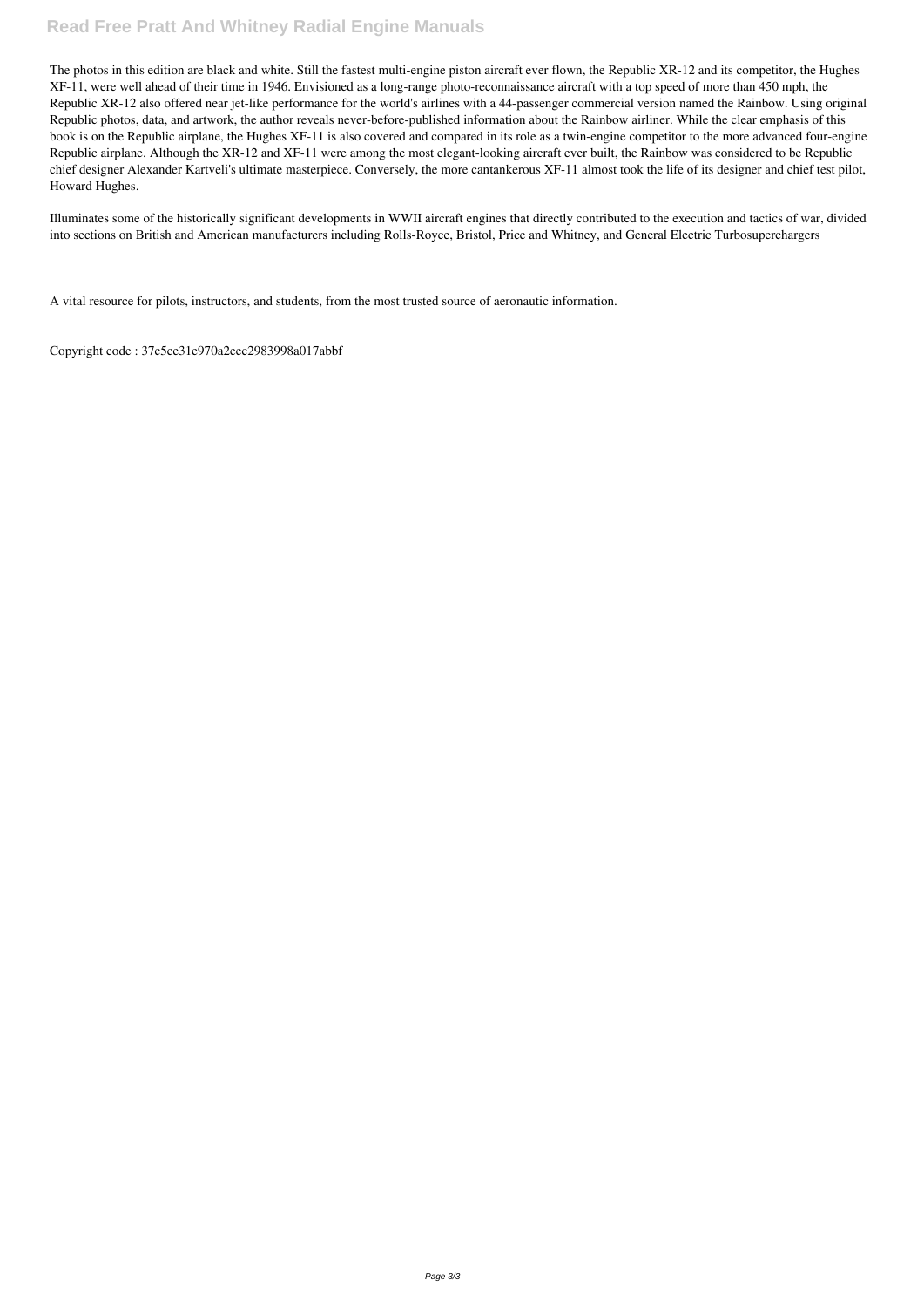The photos in this edition are black and white. Still the fastest multi-engine piston aircraft ever flown, the Republic XR-12 and its competitor, the Hughes XF-11, were well ahead of their time in 1946. Envisioned as a long-range photo-reconnaissance aircraft with a top speed of more than 450 mph, the Republic XR-12 also offered near jet-like performance for the world's airlines with a 44-passenger commercial version named the Rainbow. Using original Republic photos, data, and artwork, the author reveals never-before-published information about the Rainbow airliner. While the clear emphasis of this book is on the Republic airplane, the Hughes XF-11 is also covered and compared in its role as a twin-engine competitor to the more advanced four-engine Republic airplane. Although the XR-12 and XF-11 were among the most elegant-looking aircraft ever built, the Rainbow was considered to be Republic chief designer Alexander Kartveli's ultimate masterpiece. Conversely, the more cantankerous XF-11 almost took the life of its designer and chief test pilot, Howard Hughes.

Illuminates some of the historically significant developments in WWII aircraft engines that directly contributed to the execution and tactics of war, divided into sections on British and American manufacturers including Rolls-Royce, Bristol, Price and Whitney, and General Electric Turbosuperchargers

A vital resource for pilots, instructors, and students, from the most trusted source of aeronautic information.

Copyright code : 37c5ce31e970a2eec2983998a017abbf